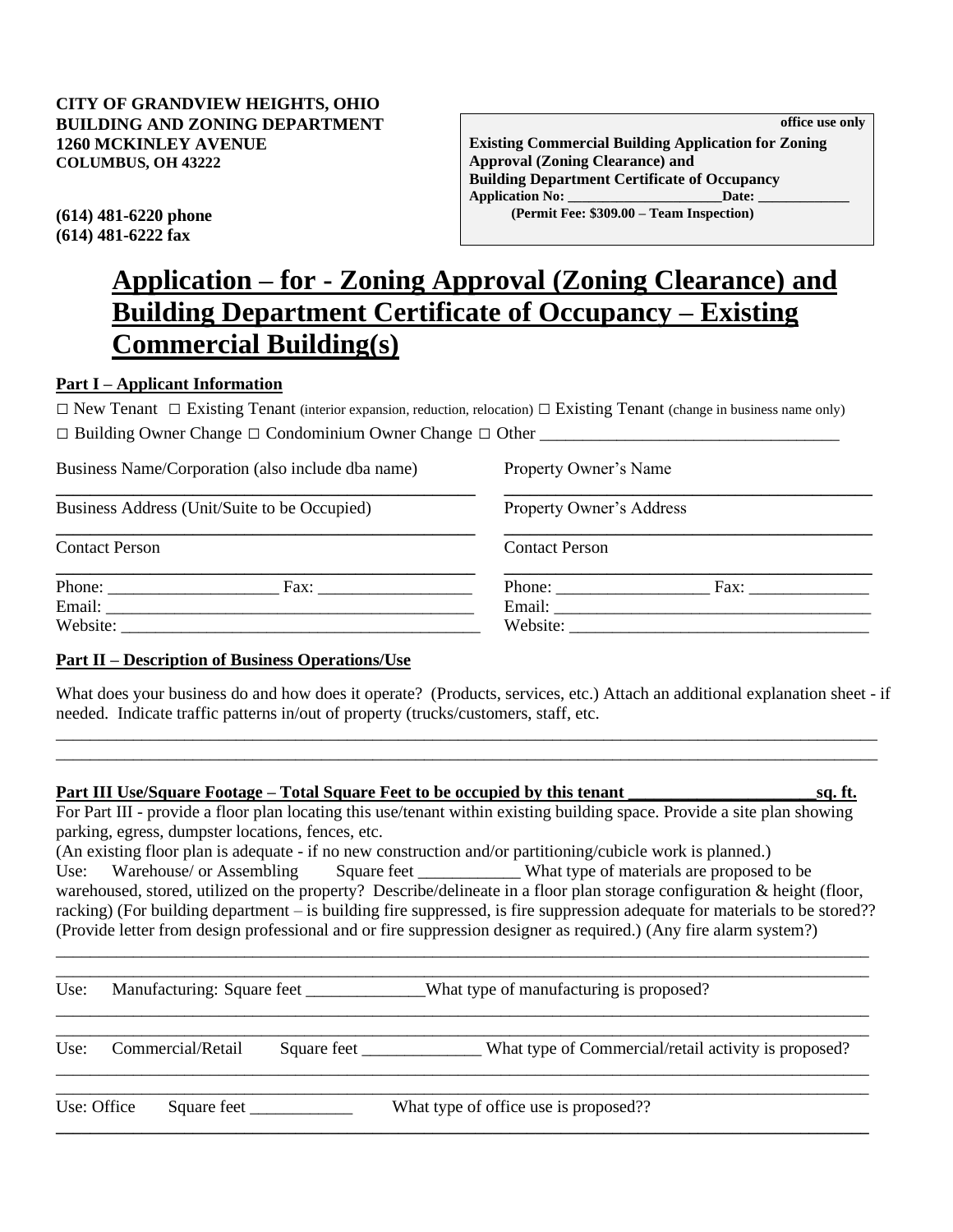**CITY OF GRANDVIEW HEIGHTS, OHIO**
**BUILDING AND ZONING DEPARTMENT**
**1260 MCKINLEY AVENUE**
**COLUMBUS, OH 43222**

**(614) 481-6220 phone**
**(614) 481-6222 fax**

> **office use only**
> **Existing Commercial Building Application for Zoning Approval (Zoning Clearance) and Building Department Certificate of Occupancy**
> **Application No: ______________________Date: _____________**
> **(Permit Fee: $309.00 – Team Inspection)**

# Application – for - Zoning Approval (Zoning Clearance) and Building Department Certificate of Occupancy – Existing Commercial Building(s)

## Part I – Applicant Information

□ New Tenant □ Existing Tenant (interior expansion, reduction, relocation) □ Existing Tenant (change in business name only)
□ Building Owner Change □ Condominium Owner Change □ Other ___________________________________

| | |
|---|---|
| Business Name/Corporation (also include dba name) ________________________ | Property Owner's Name ________________________ |
| Business Address (Unit/Suite to be Occupied) ________________________ | Property Owner's Address ________________________ |
| Contact Person ________________________ | Contact Person ________________________ |
| Phone: ____________________ Fax: __________________ | Phone: __________________ Fax: ______________ |
| Email: _____________________________________________ | Email: ______________________________________ |
| Website: ___________________________________________ | Website: ____________________________________ |

## Part II – Description of Business Operations/Use

What does your business do and how does it operate? (Products, services, etc.) Attach an additional explanation sheet - if needed. Indicate traffic patterns in/out of property (trucks/customers, staff, etc.

_____________________________________________________________________________________________
_____________________________________________________________________________________________

## Part III Use/Square Footage – Total Square Feet to be occupied by this tenant ______________________sq. ft.

For Part III - provide a floor plan locating this use/tenant within existing building space. Provide a site plan showing parking, egress, dumpster locations, fences, etc.
(An existing floor plan is adequate - if no new construction and/or partitioning/cubicle work is planned.)

Use: Warehouse/ or Assembling Square feet ____________ What type of materials are proposed to be warehoused, stored, utilized on the property? Describe/delineate in a floor plan storage configuration & height (floor, racking) (For building department – is building fire suppressed, is fire suppression adequate for materials to be stored?? (Provide letter from design professional and or fire suppression designer as required.) (Any fire alarm system?)

_____________________________________________________________________________________________
_____________________________________________________________________________________________

Use: Manufacturing: Square feet ______________What type of manufacturing is proposed?

_____________________________________________________________________________________________
_____________________________________________________________________________________________

Use: Commercial/Retail Square feet ______________ What type of Commercial/retail activity is proposed?

_____________________________________________________________________________________________
_____________________________________________________________________________________________

Use: Office Square feet ____________ What type of office use is proposed??

_____________________________________________________________________________________________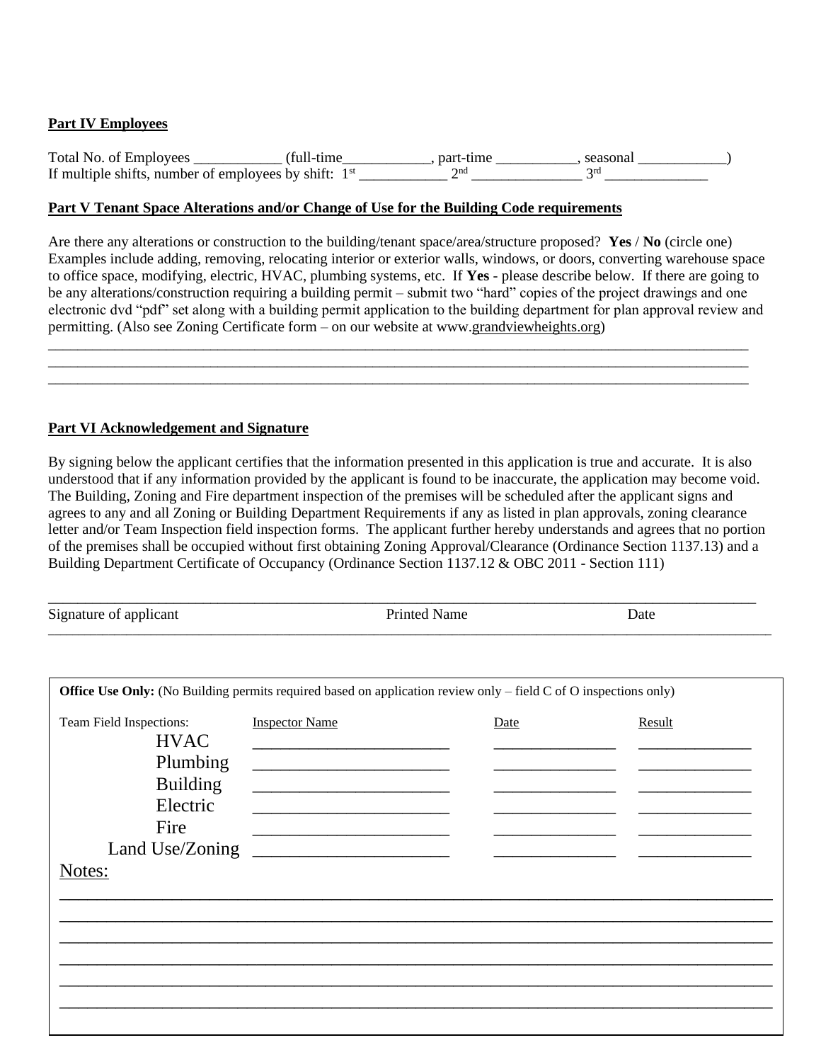**Part IV Employees**

Total No. of Employees ____________ (full-time____________, part-time ___________, seasonal ____________)
If multiple shifts, number of employees by shift: 1st ____________ 2nd _______________ 3rd ______________

**Part V Tenant Space Alterations and/or Change of Use for the Building Code requirements**

Are there any alterations or construction to the building/tenant space/area/structure proposed? **Yes** / **No** (circle one) Examples include adding, removing, relocating interior or exterior walls, windows, or doors, converting warehouse space to office space, modifying, electric, HVAC, plumbing systems, etc. If **Yes** - please describe below. If there are going to be any alterations/construction requiring a building permit – submit two "hard" copies of the project drawings and one electronic dvd "pdf" set along with a building permit application to the building department for plan approval review and permitting. (Also see Zoning Certificate form – on our website at www.grandviewheights.org)

_____________________________________________________________________________________________
_____________________________________________________________________________________________
_____________________________________________________________________________________________

**Part VI Acknowledgement and Signature**

By signing below the applicant certifies that the information presented in this application is true and accurate. It is also understood that if any information provided by the applicant is found to be inaccurate, the application may become void. The Building, Zoning and Fire department inspection of the premises will be scheduled after the applicant signs and agrees to any and all Zoning or Building Department Requirements if any as listed in plan approvals, zoning clearance letter and/or Team Inspection field inspection forms. The applicant further hereby understands and agrees that no portion of the premises shall be occupied without first obtaining Zoning Approval/Clearance (Ordinance Section 1137.13) and a Building Department Certificate of Occupancy (Ordinance Section 1137.12 & OBC 2011 - Section 111)

_____________________________________________________________________________________________
Signature of applicant                    Printed Name                    Date

**Office Use Only:** (No Building permits required based on application review only – field C of O inspections only)

| Team Field Inspections: | Inspector Name | Date | Result |
|---|---|---|---|
| HVAC | ________________________ | _______________ | ______________ |
| Plumbing | ________________________ | _______________ | ______________ |
| Building | ________________________ | _______________ | ______________ |
| Electric | ________________________ | _______________ | ______________ |
| Fire | ________________________ | _______________ | ______________ |
| Land Use/Zoning | ________________________ | _______________ | ______________ |

Notes:

_____________________________________________________________________________________________
_____________________________________________________________________________________________
_____________________________________________________________________________________________
_____________________________________________________________________________________________
_____________________________________________________________________________________________
_____________________________________________________________________________________________